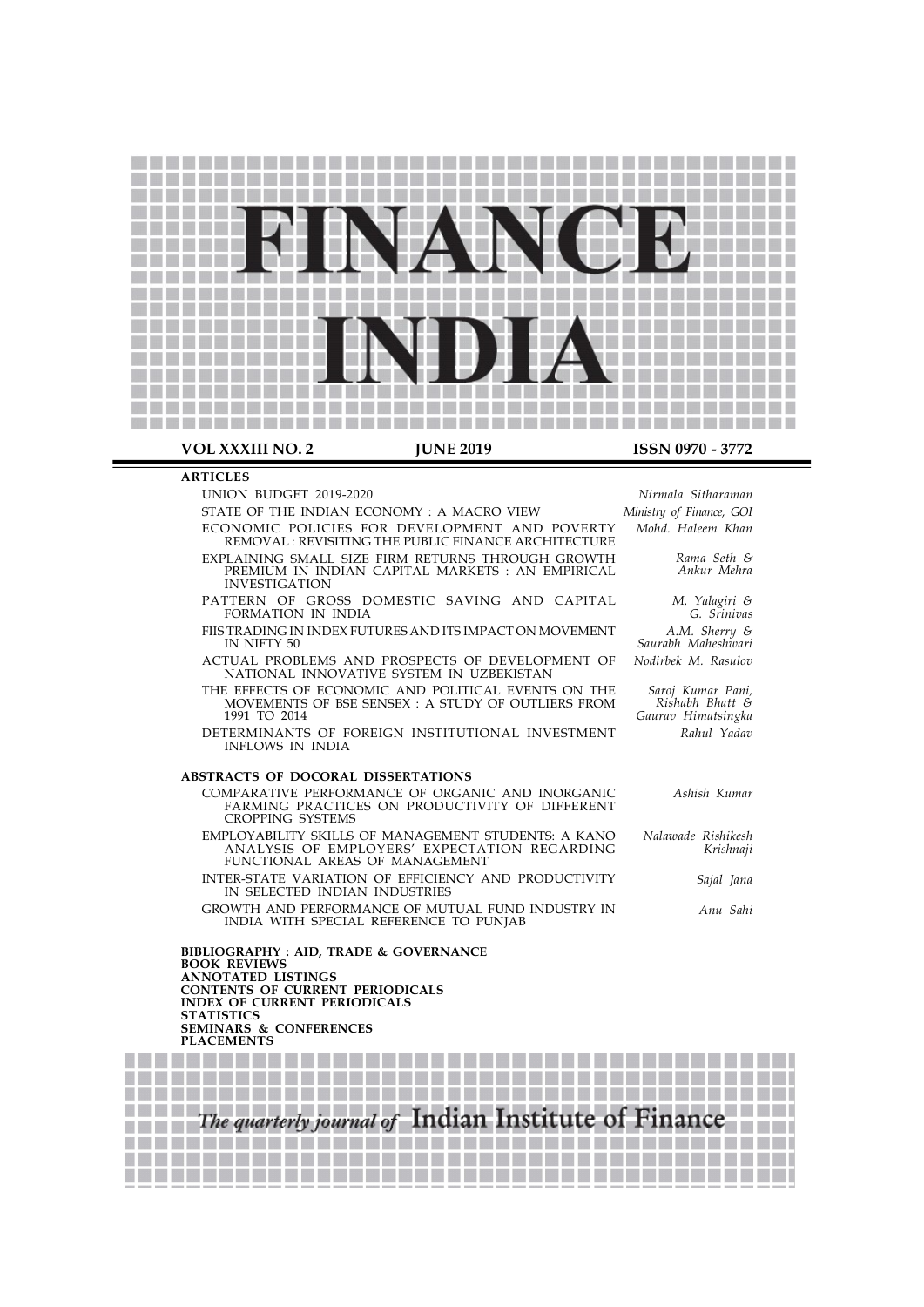# FINANCE INDIA

**VOL XXXIII NO. 2** **JUNE 2019** **ISSN 0970 - 3772**

## ARTICLES

| | |
|---|---|
| UNION BUDGET 2019-2020 | *Nirmala Sitharaman* |
| STATE OF THE INDIAN ECONOMY : A MACRO VIEW | *Ministry of Finance, GOI* |
| ECONOMIC POLICIES FOR DEVELOPMENT AND POVERTY REMOVAL : REVISITING THE PUBLIC FINANCE ARCHITECTURE | *Mohd. Haleem Khan* |
| EXPLAINING SMALL SIZE FIRM RETURNS THROUGH GROWTH PREMIUM IN INDIAN CAPITAL MARKETS : AN EMPIRICAL INVESTIGATION | *Rama Seth & Ankur Mehra* |
| PATTERN OF GROSS DOMESTIC SAVING AND CAPITAL FORMATION IN INDIA | *M. Yalagiri & G. Srinivas* |
| FIIS TRADING IN INDEX FUTURES AND ITS IMPACT ON MOVEMENT IN NIFTY 50 | *A.M. Sherry & Saurabh Maheshwari* |
| ACTUAL PROBLEMS AND PROSPECTS OF DEVELOPMENT OF NATIONAL INNOVATIVE SYSTEM IN UZBEKISTAN | *Nodirbek M. Rasulov* |
| THE EFFECTS OF ECONOMIC AND POLITICAL EVENTS ON THE MOVEMENTS OF BSE SENSEX : A STUDY OF OUTLIERS FROM 1991 TO 2014 | *Saroj Kumar Pani, Rishabh Bhatt & Gaurav Himatsingka* |
| DETERMINANTS OF FOREIGN INSTITUTIONAL INVESTMENT INFLOWS IN INDIA | *Rahul Yadav* |

## ABSTRACTS OF DOCORAL DISSERTATIONS

| | |
|---|---|
| COMPARATIVE PERFORMANCE OF ORGANIC AND INORGANIC FARMING PRACTICES ON PRODUCTIVITY OF DIFFERENT CROPPING SYSTEMS | *Ashish Kumar* |
| EMPLOYABILITY SKILLS OF MANAGEMENT STUDENTS: A KANO ANALYSIS OF EMPLOYERS' EXPECTATION REGARDING FUNCTIONAL AREAS OF MANAGEMENT | *Nalawade Rishikesh Krishnaji* |
| INTER-STATE VARIATION OF EFFICIENCY AND PRODUCTIVITY IN SELECTED INDIAN INDUSTRIES | *Sajal Jana* |
| GROWTH AND PERFORMANCE OF MUTUAL FUND INDUSTRY IN INDIA WITH SPECIAL REFERENCE TO PUNJAB | *Anu Sahi* |

**BIBLIOGRAPHY : AID, TRADE & GOVERNANCE**
**BOOK REVIEWS**
**ANNOTATED LISTINGS**
**CONTENTS OF CURRENT PERIODICALS**
**INDEX OF CURRENT PERIODICALS**
**STATISTICS**
**SEMINARS & CONFERENCES**
**PLACEMENTS**

*The quarterly journal of* Indian Institute of Finance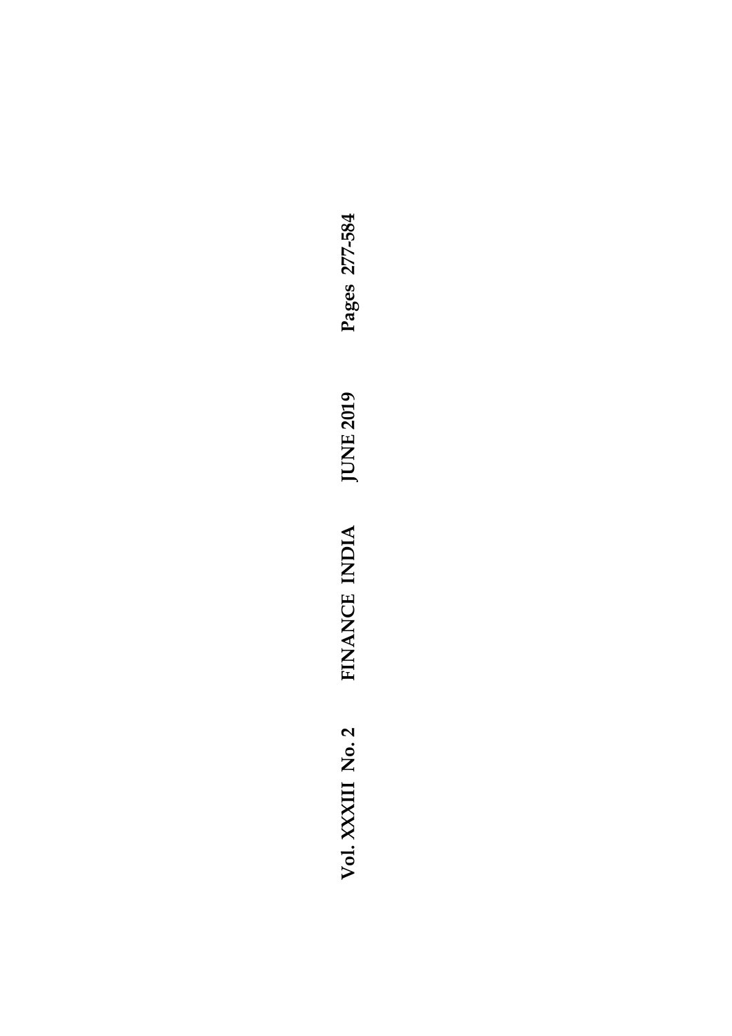Vol. XXXIII No. 2 FINANCE INDIA JUNE 2019 Pages 277-584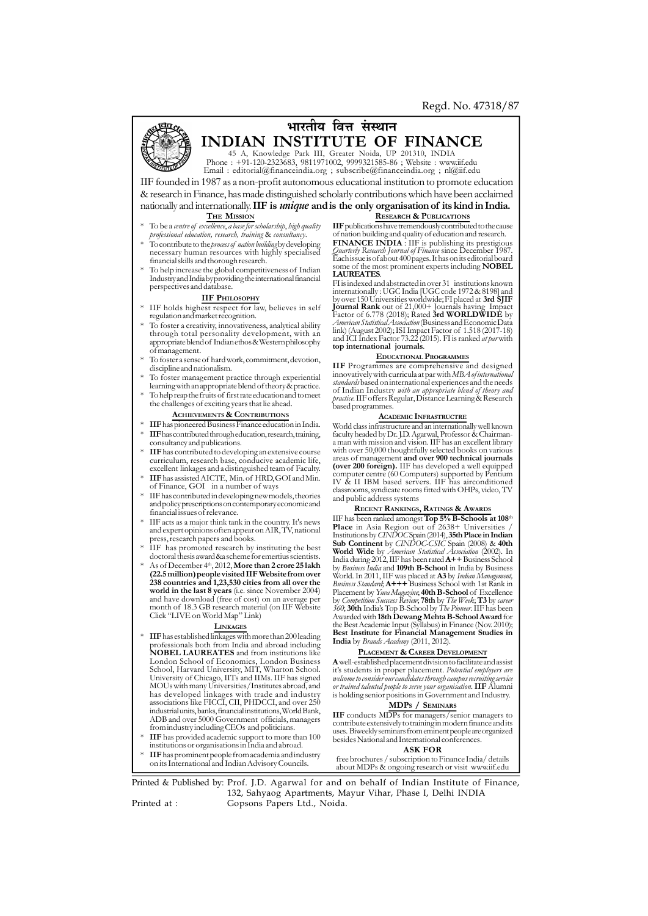Regd. No. 47318/87

# भारतीय वित्त संस्थान

# INDIAN INSTITUTE OF FINANCE

45 A, Knowledge Park III, Greater Noida, UP 201310, INDIA
Phone : +91-120-2323683, 9811971002, 9999321585-86 ; Website : www.iif.edu
Email : editorial@financeindia.org ; subscribe@financeindia.org ; nl@iif.edu

IIF founded in 1987 as a non-profit autonomous educational institution to promote education & research in Finance, has made distinguished scholarly contributions which have been acclaimed nationally and internationally. **IIF is *unique* and is the only organisation of its kind in India.**

## THE MISSION

* To be a *centre of excellence*, *a base for scholarship*, *high quality professional education, research, training* & *consultancy*.
* To contribute to the *process of nation building* by developing necessary human resources with highly specialised financial skills and thorough research.
* To help increase the global competitiveness of Indian Industry and India by providing the international financial perspectives and database.

## IIF PHILOSOPHY

* IIF holds highest respect for law, believes in self regulation and market recognition.
* To foster a creativity, innovativeness, analytical ability through total personality development, with an appropriate blend of Indian ethos & Western philosophy of management.
* To foster a sense of hard work, commitment, devotion, discipline and nationalism.
* To foster management practice through experiential learning with an appropriate blend of theory & practice.
* To help reap the fruits of first rate education and to meet the challenges of exciting years that lie ahead.

## ACHIEVEMENTS & CONTRIBUTIONS

* **IIF** has pioneered Business Finance education in India.
* **IIF** has contributed through education, research, training, consultancy and publications.
* **IIF** has contributed to developing an extensive course curriculum, research base, conducive academic life, excellent linkages and a distinguished team of Faculty.
* **IIF** has assisted AICTE, Min. of HRD, GOI and Min. of Finance, GOI in a number of ways
* IIF has contributed in developing new models, theories and policy prescriptions on contemporary economic and financial issues of relevance.
* IIF acts as a major think tank in the country. It's news and expert opinions often appear on AIR, TV, national press, research papers and books.
* IIF has promoted research by instituting the best doctoral thesis award & a scheme for emertius scientists.
* As of December 4th, 2012, **More than 2 crore 25 lakh (22.5 million) people visited IIF Website from over 238 countries and 1,23,530 cities from all over the world in the last 8 years** (i.e. since November 2004) and have download (free of cost) on an average per month of 18.3 GB research material (on IIF Website Click "LIVE on World Map" Link)

## LINKAGES

* **IIF** has established linkages with more than 200 leading professionals both from India and abroad including **NOBEL LAUREATES** and from institutions like London School of Economics, London Business School, Harvard University, MIT, Wharton School. University of Chicago, IITs and IIMs. IIF has signed MOUs with many Universities/Institutes abroad, and has developed linkages with trade and industry associations like FICCI, CII, PHDCCI, and over 250 industrial units, banks, financial institutions, World Bank, ADB and over 5000 Government officials, managers from industry including CEOs and politicians.
* **IIF** has provided academic support to more than 100 institutions or organisations in India and abroad.
* **IIF** has prominent people from academia and industry on its International and Indian Advisory Councils.

## RESEARCH & PUBLICATIONS

**IIF** publications have tremendously contributed to the cause of nation building and quality of education and research.
**FINANCE INDIA** : IIF is publishing its prestigious *Quarterly Research Journal of Finance* since December 1987. Each issue is of about 400 pages. It has on its editorial board some of the most prominent experts including **NOBEL LAUREATES**.

FI is indexed and abstracted in over 31 institutions known internationally : UGC India [UGC code 1972 & 8198] and by over 150 Universities worldwide; FI placed at **3rd SJIF Journal Rank** out of 21,000+ Journals having Impact Factor of 6.778 (2018); Rated **3rd WORLDWIDE** by *American Statistical Association* (Business and Economic Data link) (August 2002); ISI Impact Factor of 1.518 (2017-18) and ICI Index Factor 73.22 (2015). FI is ranked *at par* with **top international journals**.

## EDUCATIONAL PROGRAMMES

**IIF** Programmes are comprehensive and designed innovatively with curricula at par with *MBA of international standards* based on international experiences and the needs of Indian Industry *with an appropriate blend of theory and practice*. IIF offers Regular, Distance Learning & Research based programmes.

## ACADEMIC INFRASTRUCTRE

World class infrastructure and an internationally well known faculty headed by Dr. J.D. Agarwal, Professor & Chairman- a man with mission and vision. IIF has an excellent library with over 50,000 thoughtfully selected books on various areas of management **and over 900 technical journals (over 200 foreign).** IIF has developed a well equipped computer centre (60 Computers) supported by Pentium IV & II IBM based servers. IIF has airconditioned classrooms, syndicate rooms fitted with OHPs, video, TV and public address systems

## RECENT RANKINGS, RATINGS & AWARDS

IIF has been ranked amongst **Top 5% B-Schools at 108th Place** in Asia Region out of 2638+ Universities / Institutions by *CINDOC* Spain (2014), **35th Place in Indian Sub Continent** by *CINDOC-CSIC* Spain (2008) & **40th World Wide** by *American Statistical Association* (2002). In India during 2012, IIF has been rated **A++** Business School by *Business India* and **109th B-School** in India by Business World. In 2011, IIF was placed at **A3** by *Indian Management, Business Standard*; **A+++** Business School with 1st Rank in Placement by *Yuva Magazine*; **40th B-School** of Excellence by *Competition Success Review*; **78th** by *The Week*; **T3** by *career 360*; **30th** India's Top B-School by *The Pioneer*. IIF has been Awarded with **18th Dewang Mehta B-School Award** for the Best Academic Input (Syllabus) in Finance (Nov. 2010); **Best Institute for Financial Management Studies in India** by *Brands Academy* (2011, 2012).

## PLACEMENT & CAREER DEVELOPMENT

**A** well-established placement division to facilitate and assist it's students in proper placement. *Potential employers are welcome to consider our candidates through campus recruiting service or trained talented people to serve your organisation.* **IIF** Alumni is holding senior positions in Government and Industry.

## MDPs / SEMINARS

**IIF** conducts MDPs for managers/senior managers to contribute extensively to training in modern finance and its uses. Biweekly seminars from eminent people are organized besides National and International conferences.

## ASK FOR

free brochures / subscription to Finance India/ details about MDPs & ongoing research or visit www.iif.edu

Printed & Published by: Prof. J.D. Agarwal for and on behalf of Indian Institute of Finance, 132, Sahyaog Apartments, Mayur Vihar, Phase I, Delhi INDIA

Printed at : Gopsons Papers Ltd., Noida.